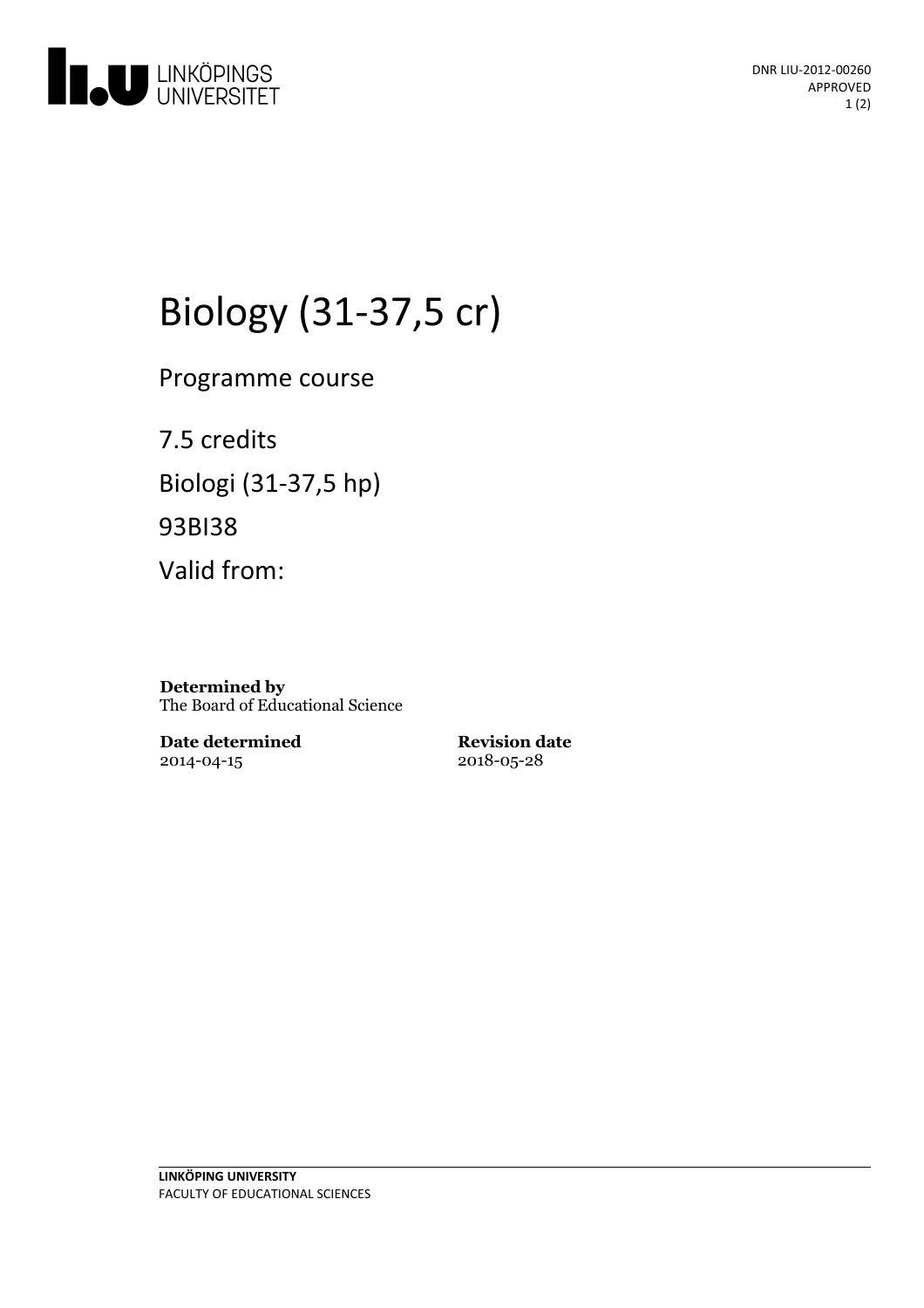DNR LIU-2012-00260
APPROVED

# Biology (31-37,5 cr)

Programme course

7.5 credits

Biologi (31-37,5 hp)

93BI38

Valid from:

**Determined by**
The Board of Educational Science

**Date determined**
2014-04-15

**Revision date**
2018-05-28

**LINKÖPING UNIVERSITY**
FACULTY OF EDUCATIONAL SCIENCES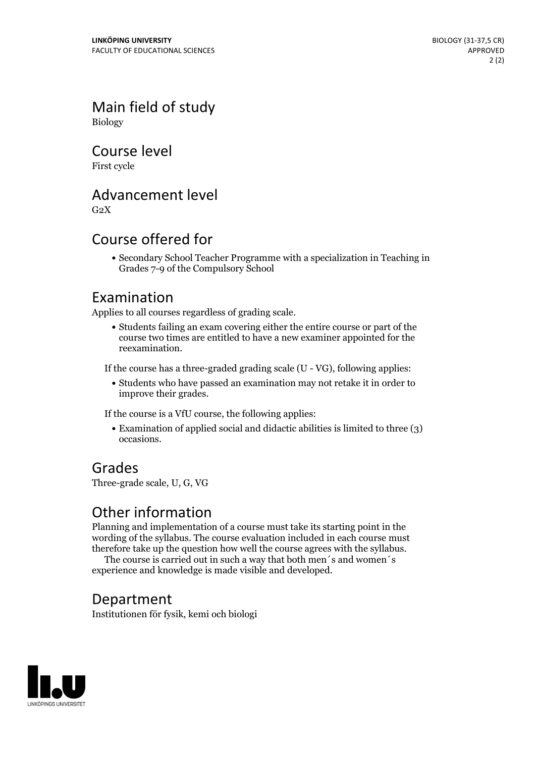## Main field of study

Biology

## Course level

First cycle

## Advancement level

G2X

## Course offered for

- Secondary School Teacher Programme with a specialization in Teaching in Grades 7-9 of the Compulsory School

## Examination

Applies to all courses regardless of grading scale.

- Students failing an exam covering either the entire course or part of the course two times are entitled to have a new examiner appointed for the reexamination.

If the course has a three-graded grading scale (U - VG), following applies:

- Students who have passed an examination may not retake it in order to improve their grades.

If the course is a VfU course, the following applies:

- Examination of applied social and didactic abilities is limited to three (3) occasions.

## Grades

Three-grade scale, U, G, VG

## Other information

Planning and implementation of a course must take its starting point in the wording of the syllabus. The course evaluation included in each course must therefore take up the question how well the course agrees with the syllabus.

The course is carried out in such a way that both men´s and women´s experience and knowledge is made visible and developed.

## Department

Institutionen för fysik, kemi och biologi